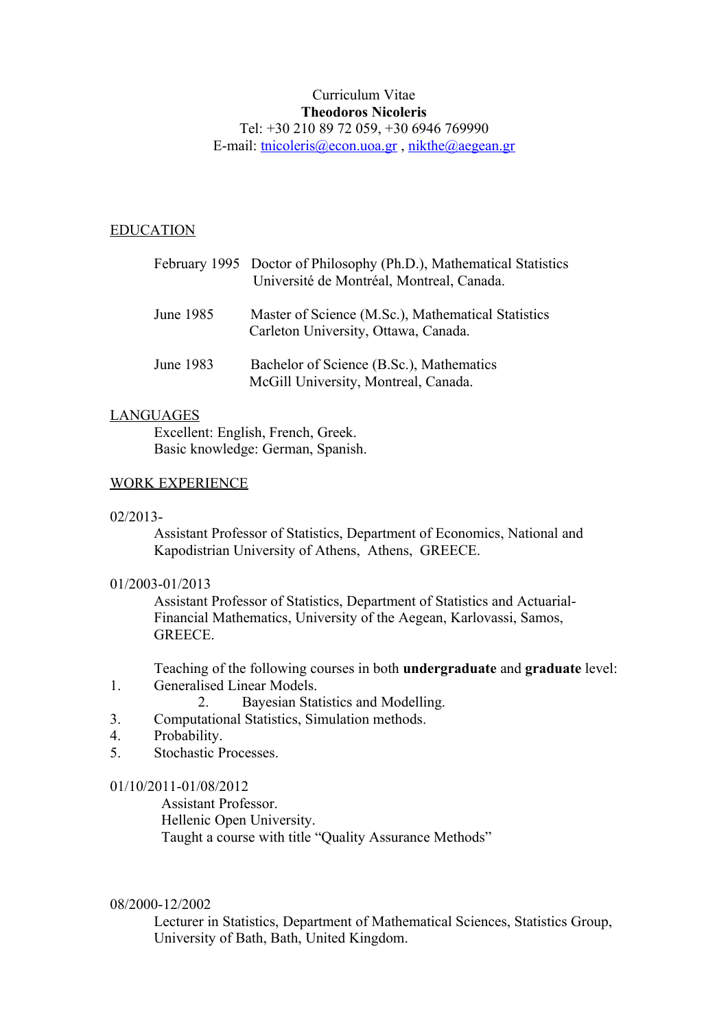Curriculum Vitae

**Theodoros Nicoleris**

Tel: +30 210 89 72 059, +30 6946 769990

E-mail: tnicoleris@econ.uoa.gr , nikthe@aegean.gr

## EDUCATION

February 1995 Doctor of Philosophy (Ph.D.), Mathematical Statistics
Université de Montréal, Montreal, Canada.

June 1985 Master of Science (M.Sc.), Mathematical Statistics
Carleton University, Ottawa, Canada.

June 1983 Bachelor of Science (B.Sc.), Mathematics
McGill University, Montreal, Canada.

## LANGUAGES

Excellent: English, French, Greek.
Basic knowledge: German, Spanish.

## WORK EXPERIENCE

02/2013-

Assistant Professor of Statistics, Department of Economics, National and Kapodistrian University of Athens, Athens, GREECE.

01/2003-01/2013

Assistant Professor of Statistics, Department of Statistics and Actuarial-Financial Mathematics, University of the Aegean, Karlovassi, Samos, GREECE.

Teaching of the following courses in both **undergraduate** and **graduate** level:

1. Generalised Linear Models.
2. Bayesian Statistics and Modelling.
3. Computational Statistics, Simulation methods.
4. Probability.
5. Stochastic Processes.

01/10/2011-01/08/2012

Assistant Professor.
Hellenic Open University.
Taught a course with title "Quality Assurance Methods"

08/2000-12/2002

Lecturer in Statistics, Department of Mathematical Sciences, Statistics Group, University of Bath, Bath, United Kingdom.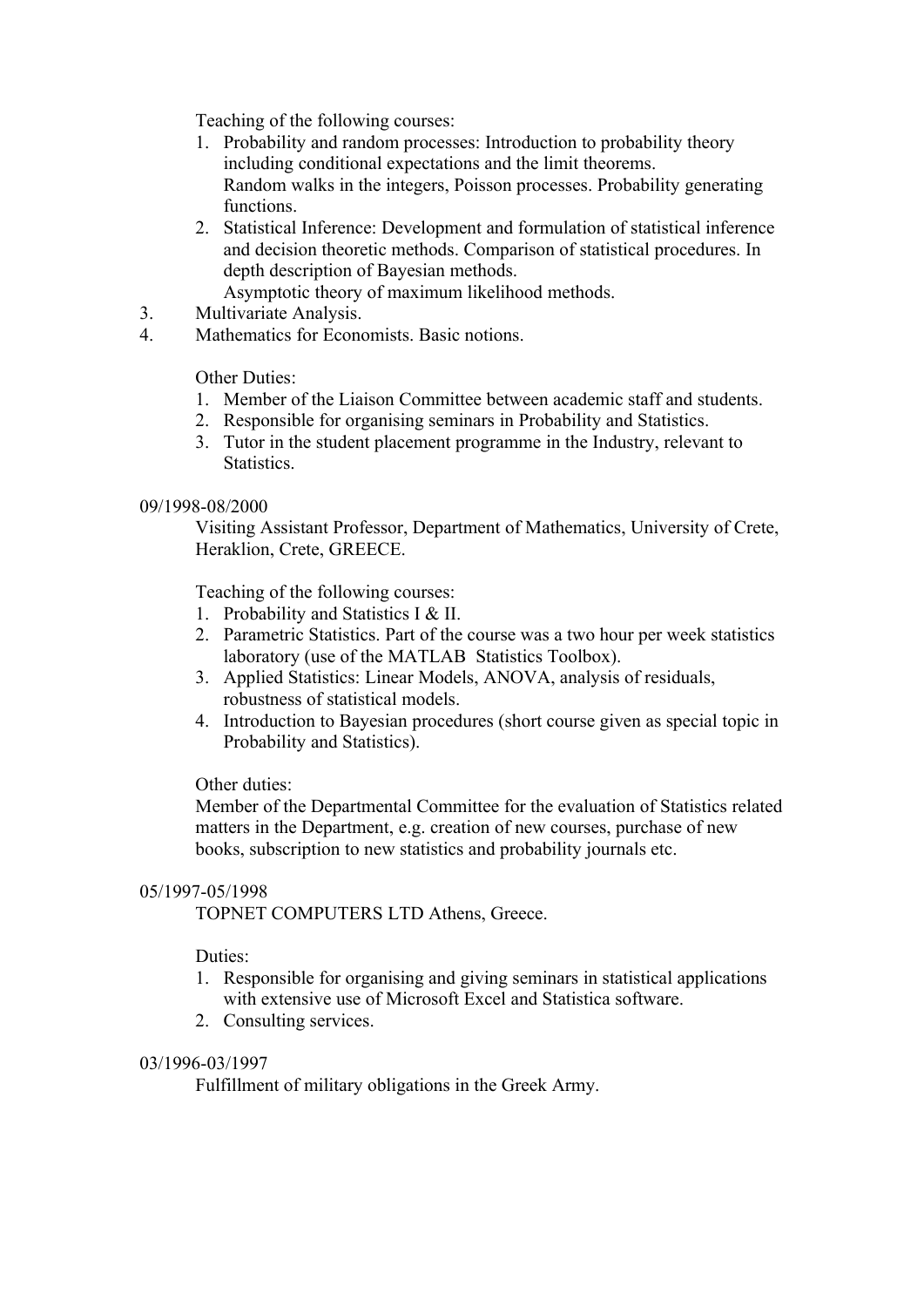Teaching of the following courses:

1. Probability and random processes: Introduction to probability theory including conditional expectations and the limit theorems.
   Random walks in the integers, Poisson processes. Probability generating functions.
2. Statistical Inference: Development and formulation of statistical inference and decision theoretic methods. Comparison of statistical procedures. In depth description of Bayesian methods.
   Asymptotic theory of maximum likelihood methods.
3. Multivariate Analysis.
4. Mathematics for Economists. Basic notions.

Other Duties:

1. Member of the Liaison Committee between academic staff and students.
2. Responsible for organising seminars in Probability and Statistics.
3. Tutor in the student placement programme in the Industry, relevant to Statistics.

09/1998-08/2000

Visiting Assistant Professor, Department of Mathematics, University of Crete, Heraklion, Crete, GREECE.

Teaching of the following courses:

1. Probability and Statistics I & II.
2. Parametric Statistics. Part of the course was a two hour per week statistics laboratory (use of the MATLAB Statistics Toolbox).
3. Applied Statistics: Linear Models, ANOVA, analysis of residuals, robustness of statistical models.
4. Introduction to Bayesian procedures (short course given as special topic in Probability and Statistics).

Other duties:

Member of the Departmental Committee for the evaluation of Statistics related matters in the Department, e.g. creation of new courses, purchase of new books, subscription to new statistics and probability journals etc.

05/1997-05/1998

TOPNET COMPUTERS LTD Athens, Greece.

Duties:

1. Responsible for organising and giving seminars in statistical applications with extensive use of Microsoft Excel and Statistica software.
2. Consulting services.

03/1996-03/1997

Fulfillment of military obligations in the Greek Army.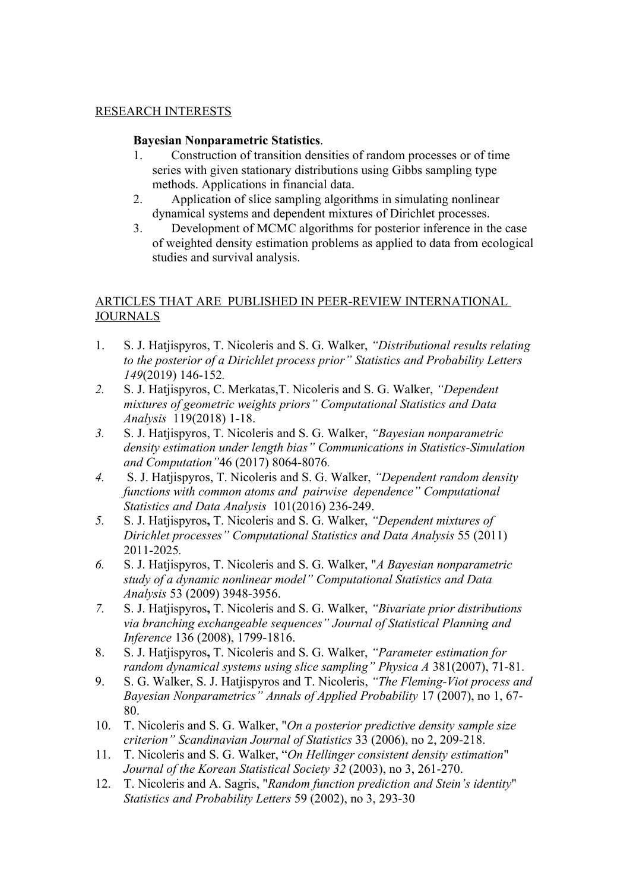RESEARCH INTERESTS

**Bayesian Nonparametric Statistics**.

1. Construction of transition densities of random processes or of time series with given stationary distributions using Gibbs sampling type methods. Applications in financial data.
2. Application of slice sampling algorithms in simulating nonlinear dynamical systems and dependent mixtures of Dirichlet processes.
3. Development of MCMC algorithms for posterior inference in the case of weighted density estimation problems as applied to data from ecological studies and survival analysis.

ARTICLES THAT ARE PUBLISHED IN PEER-REVIEW INTERNATIONAL JOURNALS

1. S. J. Hatjispyros, T. Nicoleris and S. G. Walker, *"Distributional results relating to the posterior of a Dirichlet process prior" Statistics and Probability Letters 149*(2019) 146-152.
2. S. J. Hatjispyros, C. Merkatas,T. Nicoleris and S. G. Walker, *"Dependent mixtures of geometric weights priors" Computational Statistics and Data Analysis* 119(2018) 1-18.
3. S. J. Hatjispyros, T. Nicoleris and S. G. Walker, *"Bayesian nonparametric density estimation under length bias" Communications in Statistics-Simulation and Computation"*46 (2017) 8064-8076*.*
4. S. J. Hatjispyros, T. Nicoleris and S. G. Walker, *"Dependent random density functions with common atoms and pairwise dependence" Computational Statistics and Data Analysis* 101(2016) 236-249.
5. S. J. Hatjispyros**,** T. Nicoleris and S. G. Walker, *"Dependent mixtures of Dirichlet processes" Computational Statistics and Data Analysis* 55 (2011) 2011-2025*.*
6. S. J. Hatjispyros, T. Nicoleris and S. G. Walker, "*A Bayesian nonparametric study of a dynamic nonlinear model" Computational Statistics and Data Analysis* 53 (2009) 3948-3956.
7. S. J. Hatjispyros**,** T. Nicoleris and S. G. Walker, *"Bivariate prior distributions via branching exchangeable sequences" Journal of Statistical Planning and Inference* 136 (2008), 1799-1816.
8. S. J. Hatjispyros**,** T. Nicoleris and S. G. Walker, *"Parameter estimation for random dynamical systems using slice sampling" Physica A* 381(2007), 71-81.
9. S. G. Walker, S. J. Hatjispyros and T. Nicoleris, *"The Fleming-Viot process and Bayesian Nonparametrics" Annals of Applied Probability* 17 (2007), no 1, 67-80.
10. T. Nicoleris and S. G. Walker, "*On a posterior predictive density sample size criterion" Scandinavian Journal of Statistics* 33 (2006), no 2, 209-218.
11. T. Nicoleris and S. G. Walker, "*On Hellinger consistent density estimation*" *Journal of the Korean Statistical Society 32* (2003), no 3, 261-270.
12. T. Nicoleris and A. Sagris, "*Random function prediction and Stein's identity*" *Statistics and Probability Letters* 59 (2002), no 3, 293-30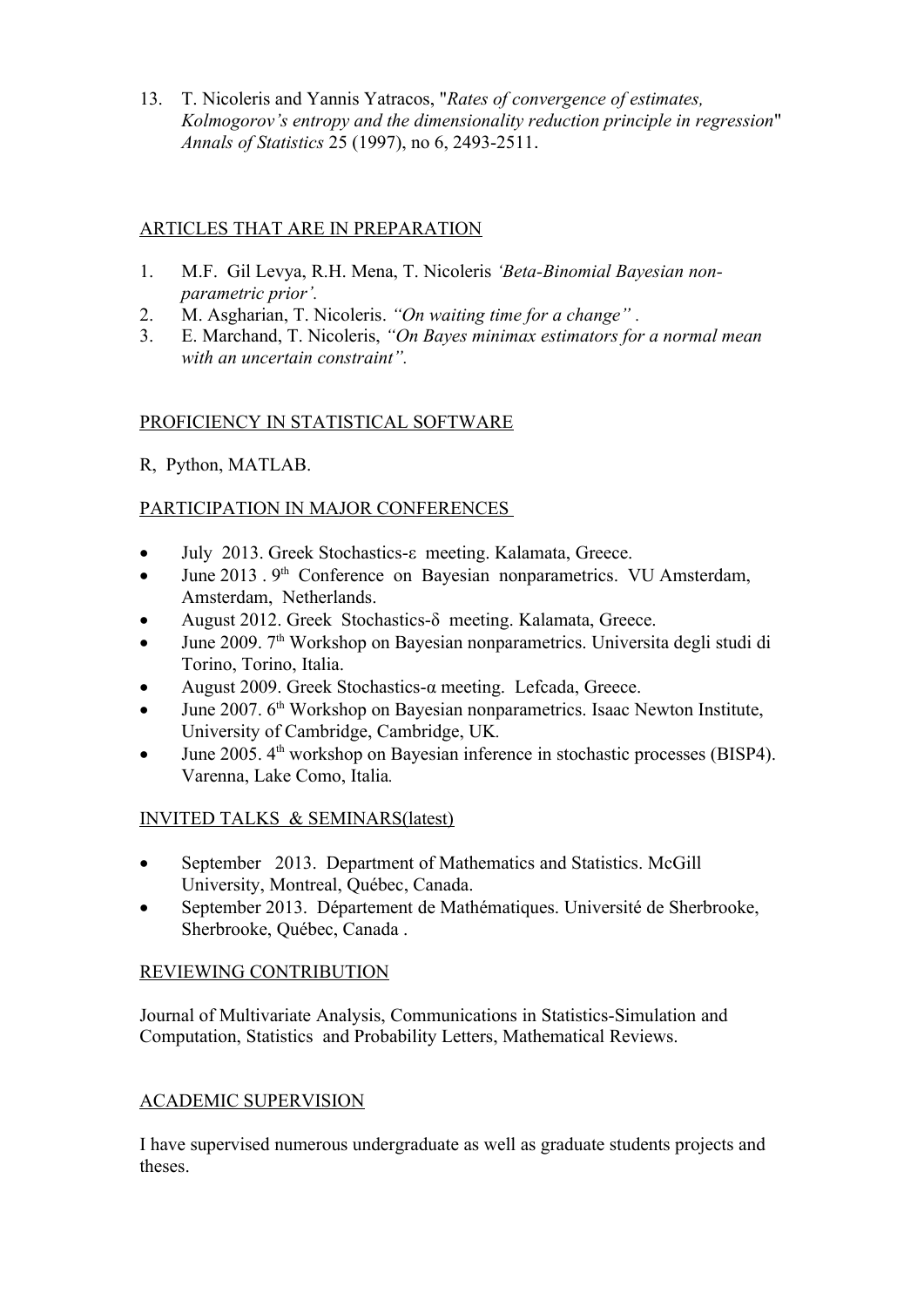13. T. Nicoleris and Yannis Yatracos, "*Rates of convergence of estimates, Kolmogorov's entropy and the dimensionality reduction principle in regression*" *Annals of Statistics* 25 (1997), no 6, 2493-2511.

## ARTICLES THAT ARE IN PREPARATION

1. M.F. Gil Levya, R.H. Mena, T. Nicoleris *'Beta-Binomial Bayesian non-parametric prior'.*
2. M. Asgharian, T. Nicoleris. *"On waiting time for a change"* .
3. E. Marchand, T. Nicoleris, *"On Bayes minimax estimators for a normal mean with an uncertain constraint".*

## PROFICIENCY IN STATISTICAL SOFTWARE

R, Python, MATLAB.

## PARTICIPATION IN MAJOR CONFERENCES

- July 2013. Greek Stochastics-ε meeting. Kalamata, Greece.
- June 2013 . 9th Conference on Bayesian nonparametrics. VU Amsterdam, Amsterdam, Netherlands.
- August 2012. Greek Stochastics-δ meeting. Kalamata, Greece.
- June 2009. 7th Workshop on Bayesian nonparametrics. Universita degli studi di Torino, Torino, Italia.
- August 2009. Greek Stochastics-α meeting. Lefcada, Greece.
- June 2007. 6th Workshop on Bayesian nonparametrics. Isaac Newton Institute, University of Cambridge, Cambridge, UK.
- June 2005. 4th workshop on Bayesian inference in stochastic processes (BISP4). Varenna, Lake Como, Italia*.*

## INVITED TALKS & SEMINARS(latest)

- September 2013. Department of Mathematics and Statistics. McGill University, Montreal, Québec, Canada.
- September 2013. Département de Mathématiques. Université de Sherbrooke, Sherbrooke, Québec, Canada .

## REVIEWING CONTRIBUTION

Journal of Multivariate Analysis, Communications in Statistics-Simulation and Computation, Statistics and Probability Letters, Mathematical Reviews.

## ACADEMIC SUPERVISION

I have supervised numerous undergraduate as well as graduate students projects and theses.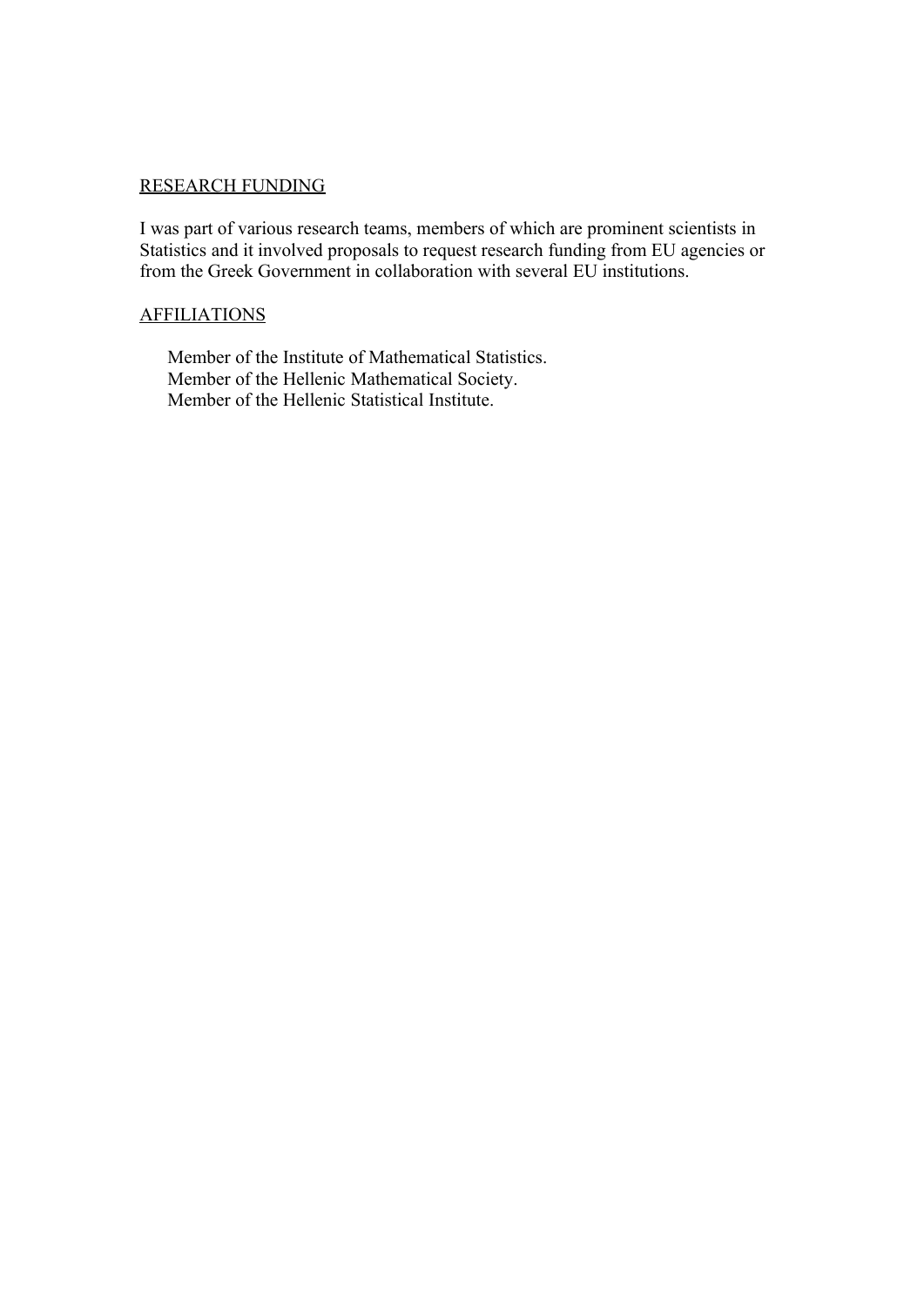## RESEARCH FUNDING

I was part of various research teams, members of which are prominent scientists in Statistics and it involved proposals to request research funding from EU agencies or from the Greek Government in collaboration with several EU institutions.

## AFFILIATIONS

Member of the Institute of Mathematical Statistics.
Member of the Hellenic Mathematical Society.
Member of the Hellenic Statistical Institute.